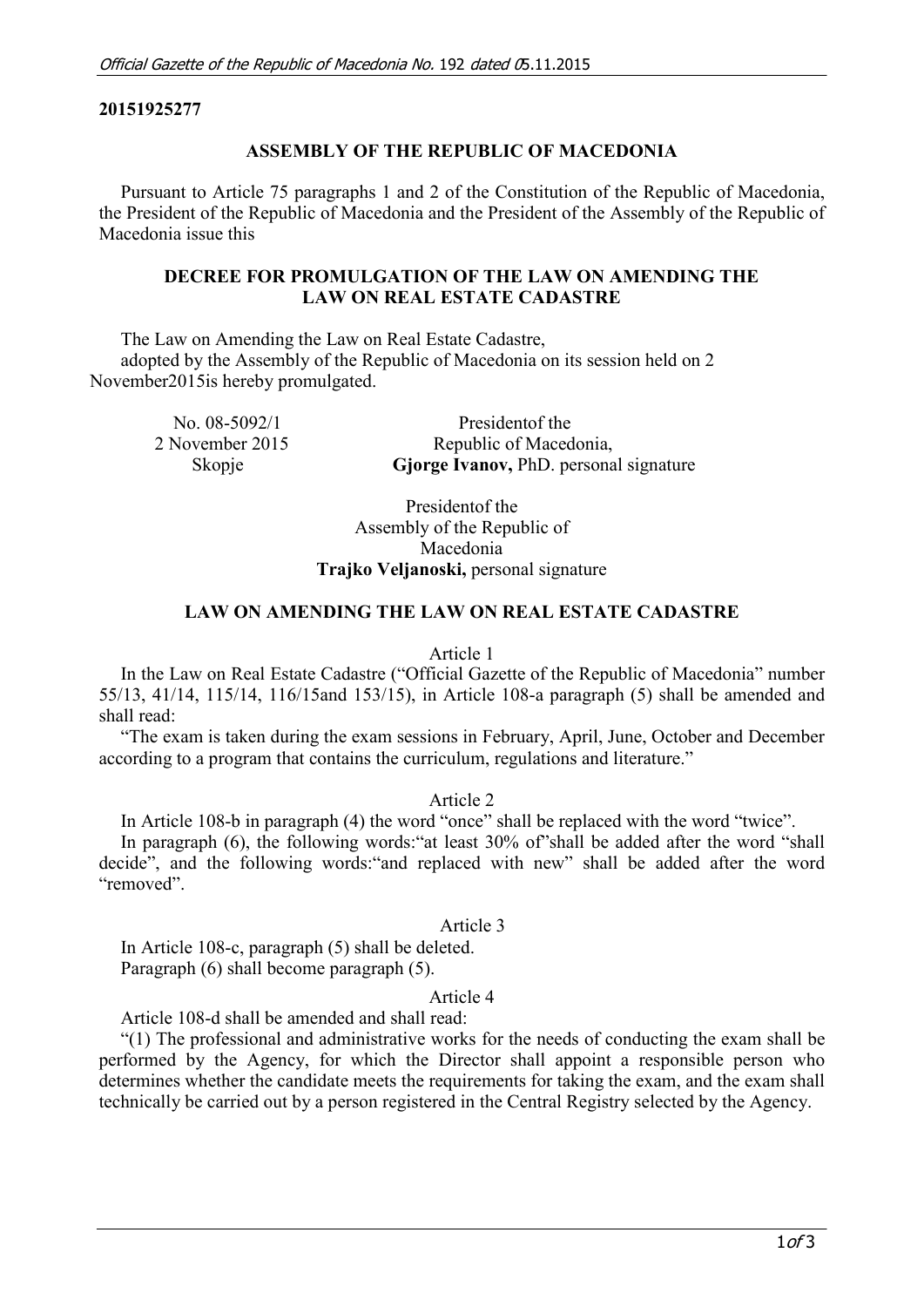**20151925277**

**ASSEMBLY OF THE REPUBLIC OF MACEDONIA**

Pursuant to Article 75 paragraphs 1 and 2 of the Constitution of the Republic of Macedonia, the President of the Republic of Macedonia and the President of the Assembly of the Republic of Macedonia issue this

**DECREE FOR PROMULGATION OF THE LAW ON AMENDING THE LAW ON REAL ESTATE CADASTRE**

The Law on Amending the Law on Real Estate Cadastre, adopted by the Assembly of the Republic of Macedonia on its session held on 2 November2015is hereby promulgated.

No. 08-5092/1
2 November 2015
Skopje

Presidentof the
Republic of Macedonia,
**Gjorge Ivanov,** PhD. personal signature

Presidentof the
Assembly of the Republic of
Macedonia
**Trajko Veljanoski,** personal signature

**LAW ON AMENDING THE LAW ON REAL ESTATE CADASTRE**

Article 1

In the Law on Real Estate Cadastre ("Official Gazette of the Republic of Macedonia" number 55/13, 41/14, 115/14, 116/15and 153/15), in Article 108-a paragraph (5) shall be amended and shall read:

"The exam is taken during the exam sessions in February, April, June, October and December according to a program that contains the curriculum, regulations and literature."

Article 2

In Article 108-b in paragraph (4) the word "once" shall be replaced with the word "twice".

In paragraph (6), the following words:"at least 30% of"shall be added after the word "shall decide", and the following words:"and replaced with new" shall be added after the word "removed".

Article 3

In Article 108-c, paragraph (5) shall be deleted.

Paragraph (6) shall become paragraph (5).

Article 4

Article 108-d shall be amended and shall read:

"(1) The professional and administrative works for the needs of conducting the exam shall be performed by the Agency, for which the Director shall appoint a responsible person who determines whether the candidate meets the requirements for taking the exam, and the exam shall technically be carried out by a person registered in the Central Registry selected by the Agency.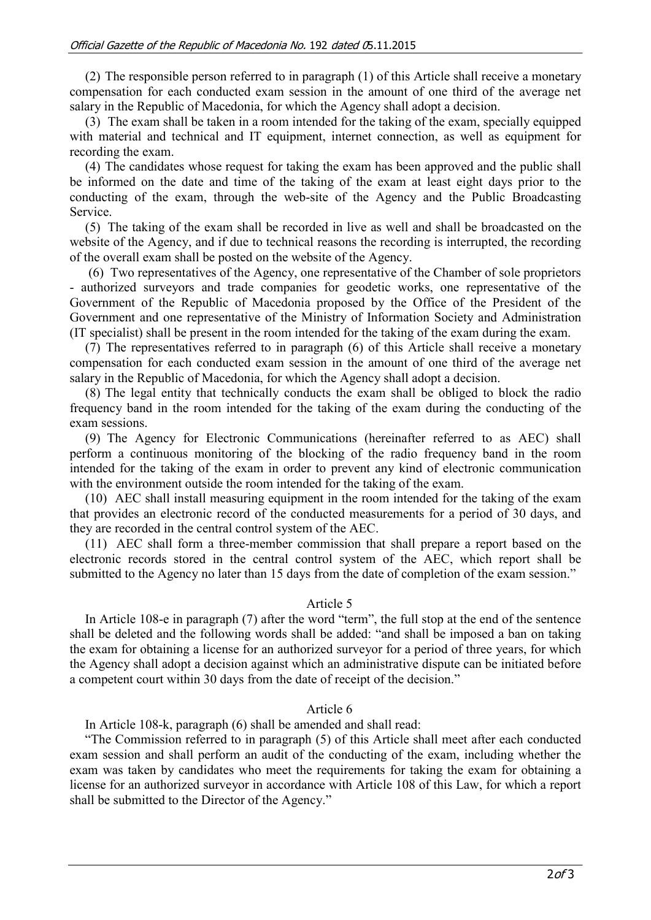(2) The responsible person referred to in paragraph (1) of this Article shall receive a monetary compensation for each conducted exam session in the amount of one third of the average net salary in the Republic of Macedonia, for which the Agency shall adopt a decision.

(3) The exam shall be taken in a room intended for the taking of the exam, specially equipped with material and technical and IT equipment, internet connection, as well as equipment for recording the exam.

(4) The candidates whose request for taking the exam has been approved and the public shall be informed on the date and time of the taking of the exam at least eight days prior to the conducting of the exam, through the web-site of the Agency and the Public Broadcasting Service.

(5) The taking of the exam shall be recorded in live as well and shall be broadcasted on the website of the Agency, and if due to technical reasons the recording is interrupted, the recording of the overall exam shall be posted on the website of the Agency.

(6) Two representatives of the Agency, one representative of the Chamber of sole proprietors - authorized surveyors and trade companies for geodetic works, one representative of the Government of the Republic of Macedonia proposed by the Office of the President of the Government and one representative of the Ministry of Information Society and Administration (IT specialist) shall be present in the room intended for the taking of the exam during the exam.

(7) The representatives referred to in paragraph (6) of this Article shall receive a monetary compensation for each conducted exam session in the amount of one third of the average net salary in the Republic of Macedonia, for which the Agency shall adopt a decision.

(8) The legal entity that technically conducts the exam shall be obliged to block the radio frequency band in the room intended for the taking of the exam during the conducting of the exam sessions.

(9) The Agency for Electronic Communications (hereinafter referred to as AEC) shall perform a continuous monitoring of the blocking of the radio frequency band in the room intended for the taking of the exam in order to prevent any kind of electronic communication with the environment outside the room intended for the taking of the exam.

(10) AEC shall install measuring equipment in the room intended for the taking of the exam that provides an electronic record of the conducted measurements for a period of 30 days, and they are recorded in the central control system of the AEC.

(11) AEC shall form a three-member commission that shall prepare a report based on the electronic records stored in the central control system of the AEC, which report shall be submitted to the Agency no later than 15 days from the date of completion of the exam session."

Article 5

In Article 108-e in paragraph (7) after the word "term", the full stop at the end of the sentence shall be deleted and the following words shall be added: "and shall be imposed a ban on taking the exam for obtaining a license for an authorized surveyor for a period of three years, for which the Agency shall adopt a decision against which an administrative dispute can be initiated before a competent court within 30 days from the date of receipt of the decision."

Article 6

In Article 108-k, paragraph (6) shall be amended and shall read:

"The Commission referred to in paragraph (5) of this Article shall meet after each conducted exam session and shall perform an audit of the conducting of the exam, including whether the exam was taken by candidates who meet the requirements for taking the exam for obtaining a license for an authorized surveyor in accordance with Article 108 of this Law, for which a report shall be submitted to the Director of the Agency."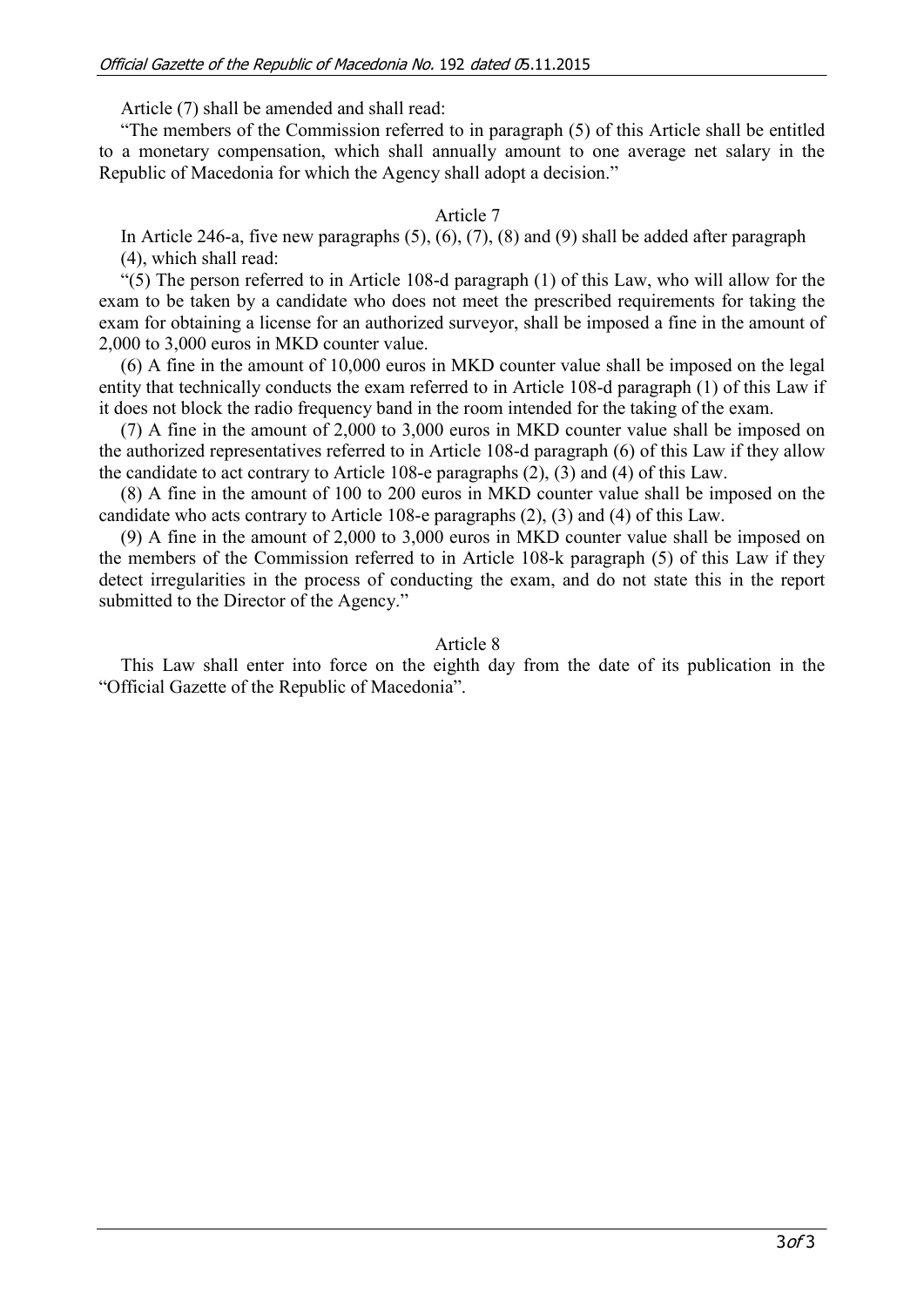Article (7) shall be amended and shall read:

"The members of the Commission referred to in paragraph (5) of this Article shall be entitled to a monetary compensation, which shall annually amount to one average net salary in the Republic of Macedonia for which the Agency shall adopt a decision."

Article 7

In Article 246-a, five new paragraphs (5), (6), (7), (8) and (9) shall be added after paragraph (4), which shall read:

"(5) The person referred to in Article 108-d paragraph (1) of this Law, who will allow for the exam to be taken by a candidate who does not meet the prescribed requirements for taking the exam for obtaining a license for an authorized surveyor, shall be imposed a fine in the amount of 2,000 to 3,000 euros in MKD counter value.

(6) A fine in the amount of 10,000 euros in MKD counter value shall be imposed on the legal entity that technically conducts the exam referred to in Article 108-d paragraph (1) of this Law if it does not block the radio frequency band in the room intended for the taking of the exam.

(7) A fine in the amount of 2,000 to 3,000 euros in MKD counter value shall be imposed on the authorized representatives referred to in Article 108-d paragraph (6) of this Law if they allow the candidate to act contrary to Article 108-e paragraphs (2), (3) and (4) of this Law.

(8) A fine in the amount of 100 to 200 euros in MKD counter value shall be imposed on the candidate who acts contrary to Article 108-e paragraphs (2), (3) and (4) of this Law.

(9) A fine in the amount of 2,000 to 3,000 euros in MKD counter value shall be imposed on the members of the Commission referred to in Article 108-k paragraph (5) of this Law if they detect irregularities in the process of conducting the exam, and do not state this in the report submitted to the Director of the Agency."

Article 8

This Law shall enter into force on the eighth day from the date of its publication in the "Official Gazette of the Republic of Macedonia".